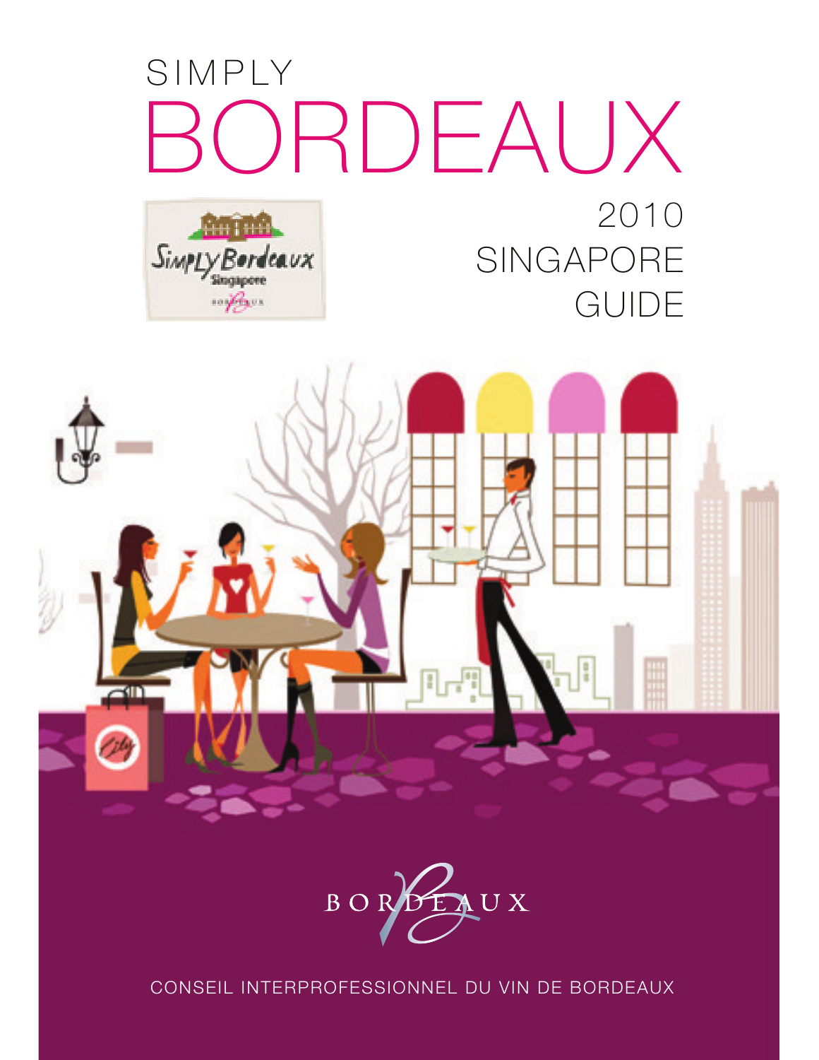# SIMPLY BORDEAUX

## 2010 SINGAPORE GUIDE

CONSEIL INTERPROFESSIONNEL DU VIN DE BORDEAUX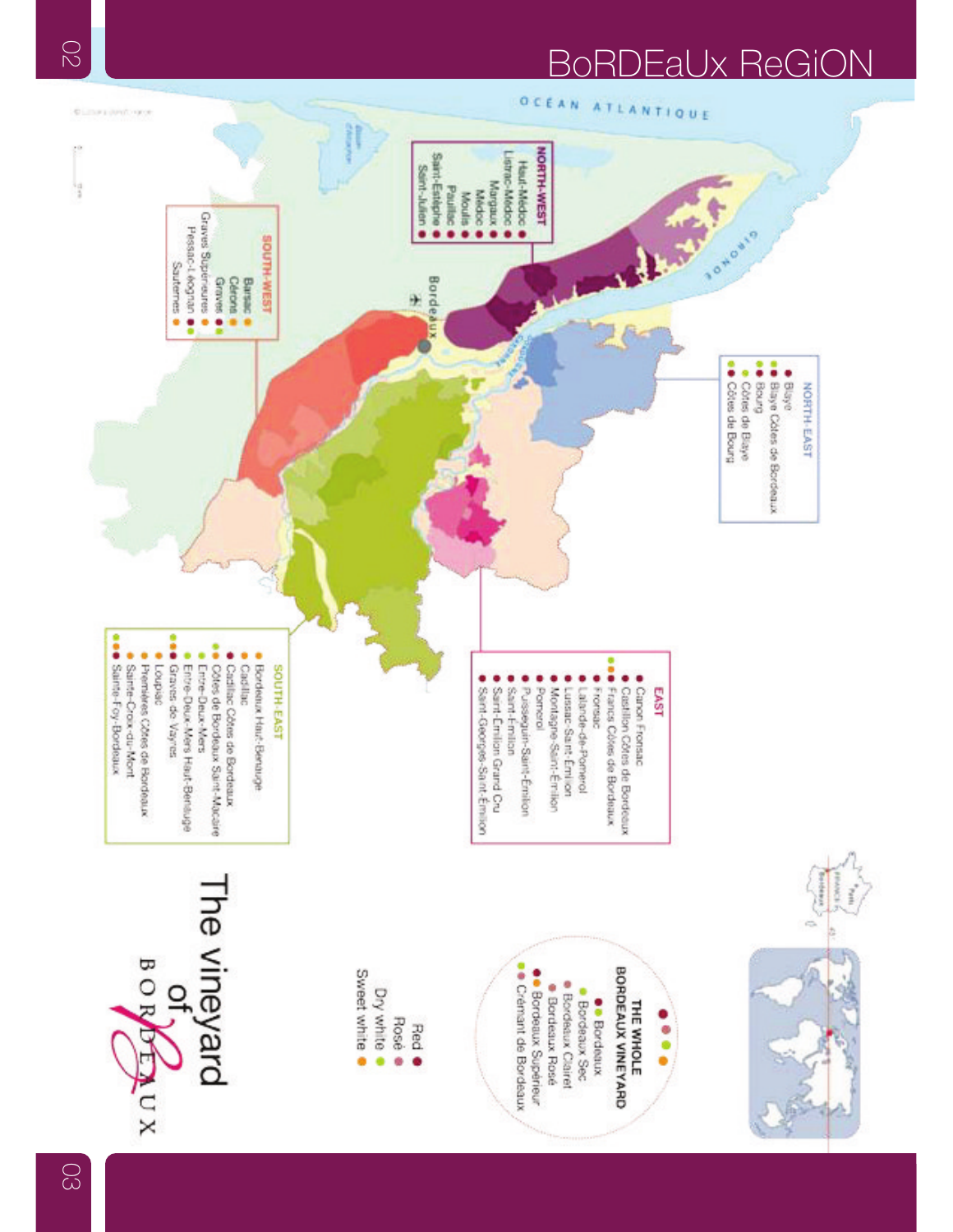# BoRDEaUx ReGiON

OCÉAN ATLANTIQUE

GIRONDE

Bordeaux

**NORTH-WEST**

- Haut-Médoc
- Listrac-Médoc
- Margaux
- Médoc
- Moulis
- Pauillac
- Saint-Estèphe
- Saint-Julien

**SOUTH-WEST**

- Barsac
- Cérons
- Graves
- Graves Supérieures
- Pessac-Léognan
- Sauternes

**NORTH-EAST**

- Blaye
- Blaye Côtes de Bordeaux
- Bourg
- Côtes de Blaye
- Côtes de Bourg

**EAST**

- Canon Fronsac
- Castillon Côtes de Bordeaux
- Francs Côtes de Bordeaux
- Fronsac
- Lalande-de-Pomerol
- Lussac-Saint-Émilion
- Montagne-Saint-Émilion
- Pomerol
- Puisseguin-Saint-Émilion
- Saint-Émilion
- Saint-Émilion Grand Cru
- Saint-Georges-Saint-Émilion

**SOUTH-EAST**

- Bordeaux Haut-Benauge
- Cadillac
- Cadillac Côtes de Bordeaux
- Côtes de Bordeaux Saint-Macaire
- Entre-Deux-Mers
- Entre-Deux-Mers Haut-Benauge
- Graves de Vayres
- Loupiac
- Premières Côtes de Bordeaux
- Sainte-Croix-du-Mont
- Sainte-Foy-Bordeaux

**THE WHOLE BORDEAUX VINEYARD**

- Bordeaux
- Bordeaux Sec
- Bordeaux Clairet
- Bordeaux Rosé
- Bordeaux Supérieur
- Crémant de Bordeaux

- Red
- Rosé
- Dry white
- Sweet white

The vineyard of BORDEAUX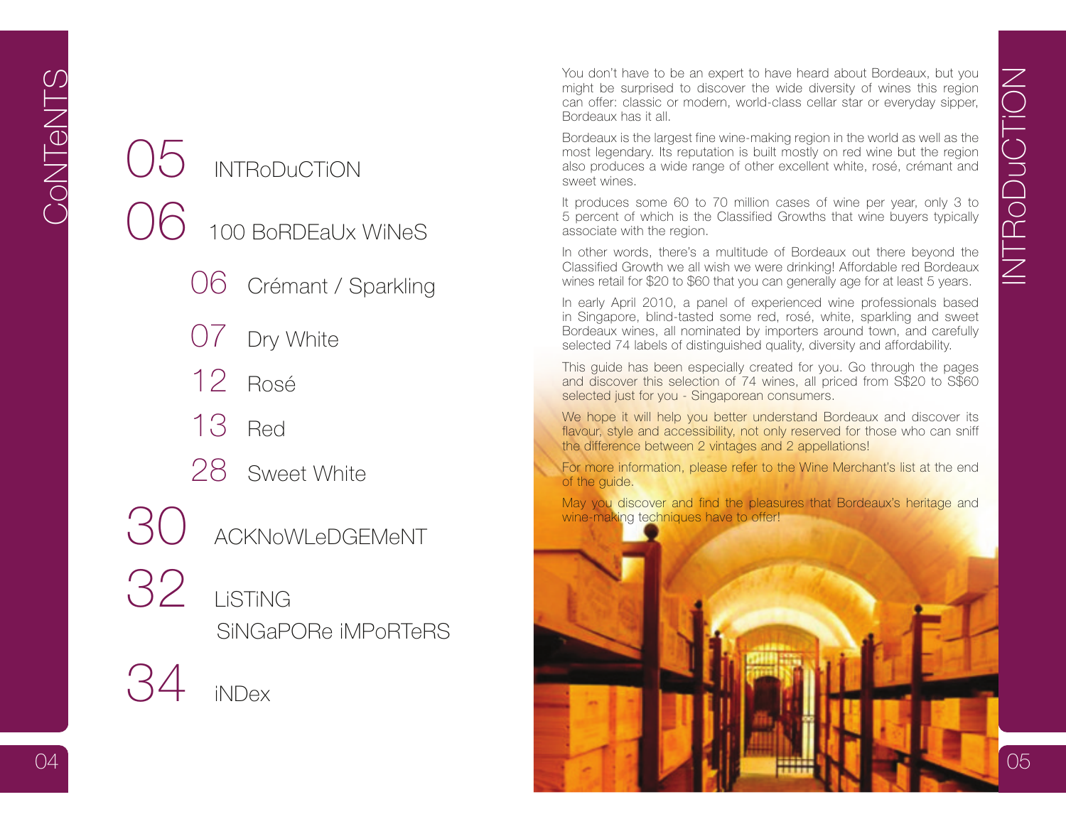# CoNTeNTS

- 05 INTRoDuCTiON
- 06 100 BoRDEaUx WiNeS
  - 06 Crémant / Sparkling
  - 07 Dry White
  - 12 Rosé
  - 13 Red
  - 28 Sweet White
- 30 ACKNoWLeDGEMeNT
- 32 LiSTiNG SiNGaPORe iMPoRTeRS
- 34 iNDex

# INTRoDuCTiON

You don't have to be an expert to have heard about Bordeaux, but you might be surprised to discover the wide diversity of wines this region can offer: classic or modern, world-class cellar star or everyday sipper, Bordeaux has it all.

Bordeaux is the largest fine wine-making region in the world as well as the most legendary. Its reputation is built mostly on red wine but the region also produces a wide range of other excellent white, rosé, crémant and sweet wines.

It produces some 60 to 70 million cases of wine per year, only 3 to 5 percent of which is the Classified Growths that wine buyers typically associate with the region.

In other words, there's a multitude of Bordeaux out there beyond the Classified Growth we all wish we were drinking! Affordable red Bordeaux wines retail for $20 to $60 that you can generally age for at least 5 years.

In early April 2010, a panel of experienced wine professionals based in Singapore, blind-tasted some red, rosé, white, sparkling and sweet Bordeaux wines, all nominated by importers around town, and carefully selected 74 labels of distinguished quality, diversity and affordability.

This guide has been especially created for you. Go through the pages and discover this selection of 74 wines, all priced from S$20 to S$60 selected just for you - Singaporean consumers.

We hope it will help you better understand Bordeaux and discover its flavour, style and accessibility, not only reserved for those who can sniff the difference between 2 vintages and 2 appellations!

For more information, please refer to the Wine Merchant's list at the end of the guide.

May you discover and find the pleasures that Bordeaux's heritage and wine-making techniques have to offer!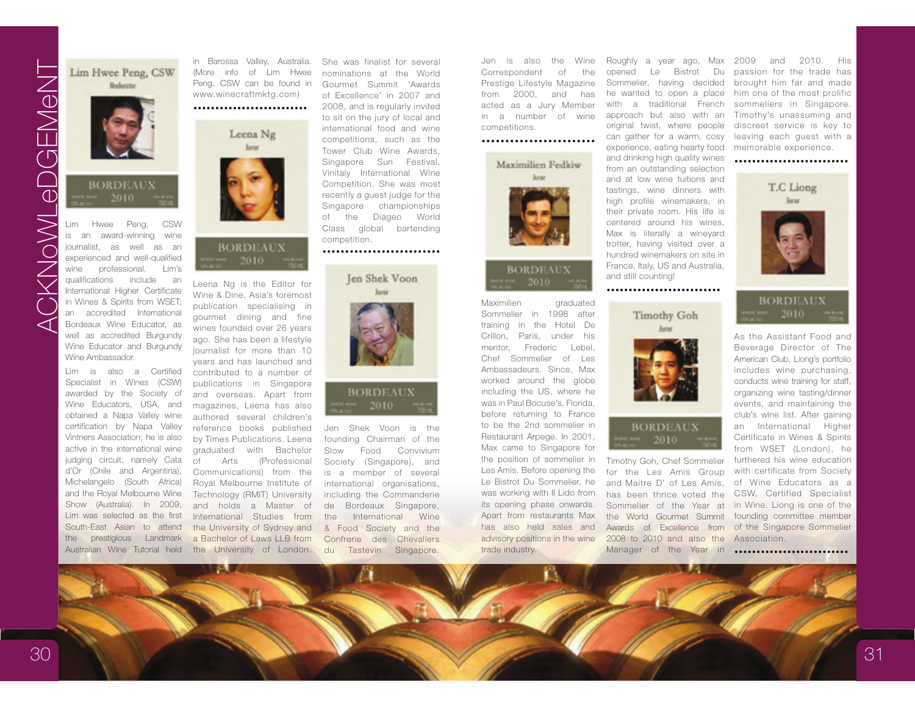# ACKNOWLEDGEMENT

**Lim Hwee Peng, CSW**
Moderator

Lim Hwee Peng, CSW is an award-winning wine journalist, as well as an experienced and well-qualified wine professional. Lim's qualifications include an International Higher Certificate in Wines & Spirits from WSET; an accredited International Bordeaux Wine Educator, as well as accredited Burgundy Wine Educator and Burgundy Wine Ambassador.

Lim is also a Certified Specialist in Wines (CSW) awarded by the Society of Wine Educators, USA, and obtained a Napa Valley wine certification by Napa Valley Vintners Association; he is also active in the international wine judging circuit, namely Cata d'Or (Chile and Argentina), Michelangelo (South Africa) and the Royal Melbourne Wine Show (Australia). In 2009, Lim was selected as the first South-East Asian to attend the prestigious Landmark Australian Wine Tutorial held in Barossa Valley, Australia. (More info of Lim Hwee Peng, CSW can be found in www.winecraftmktg.com)

**Leena Ng**
Juror

Leena Ng is the Editor for Wine & Dine, Asia's foremost publication specialising in gourmet dining and fine wines founded over 26 years ago. She has been a lifestyle journalist for more than 10 years and has launched and contributed to a number of publications in Singapore and overseas. Apart from magazines, Leena has also authored several children's reference books published by Times Publications. Leena graduated with Bachelor of Arts (Professional Communications) from the Royal Melbourne Institute of Technology (RMIT) University and holds a Master of International Studies from the University of Sydney and a Bachelor of Laws LLB from the University of London. She was finalist for several nominations at the World Gourmet Summit 'Awards of Excellence' in 2007 and 2008, and is regularly invited to sit on the jury of local and international food and wine competitions, such as the Tower Club Wine Awards, Singapore Sun Festival, Vinitaly International Wine Competition. She was most recently a guest judge for the Singapore championships of the Diageo World Class global bartending competition.

**Jen Shek Voon**
Juror

Jen Shek Voon is the founding Chairman of the Slow Food Convivium Society (Singapore), and is a member of several international organisations, including the Commanderie de Bordeaux Singapore, the International Wine & Food Society and the Confrerie des Chevaliers du Tastevin Singapore. Jen is also the Wine Correspondent of the Prestige Lifestyle Magazine from 2000, and has acted as a Jury Member in a number of wine competitions.

**Maximilien Fedkiw**
Juror

Maximilien graduated Sommelier in 1998 after training in the Hotel De Crillon, Paris, under his mentor, Frederic Lebel, Chef Sommelier of Les Ambassadeurs. Since, Max worked around the globe including the US, where he was in Paul Bocuse's, Florida, before returning to France to be the 2nd sommelier in Restaurant Arpege. In 2001, Max came to Singapore for the position of sommelier in Les Amis. Before opening the Le Bistrot Du Sommelier, he was working with Il Lido from its opening phase onwards. Apart from restaurants Max has also held sales and advisory positions in the wine trade industry. Roughly a year ago, Max opened Le Bistrot Du Sommelier, having decided he wanted to open a place with a traditional French approach but also with an original twist, where people can gather for a warm, cosy experience, eating hearty food and drinking high quality wines from an outstanding selection and at low wine tuitions and tastings, wine dinners with high profile winemakers, in their private room. His life is centered around his wines, Max is literally a wineyard trotter, having visited over a hundred winemakers on site in France, Italy, US and Australia, and still counting!

**Timothy Goh**
Juror

Timothy Goh, Chef Sommelier for the Les Amis Group and Maitre D' of Les Amis, has been thrice voted the Sommelier of the Year at the World Gourmet Summit Awards of Excellence from 2008 to 2010 and also the Manager of the Year in 2009 and 2010. His passion for the trade has brought him far and made him one of the most prolific sommeliers in Singapore. Timothy's unassuming and discreet service is key to leaving each guest with a memorable experience.

**T.C Liong**
Juror

As the Assistant Food and Beverage Director of The American Club, Liong's portfolio includes wine purchasing, conducts wine training for staff, organizing wine tasting/dinner events, and maintaining the club's wine list. After gaining an International Higher Certificate in Wines & Spirits from WSET (London), he furthered his wine education with certificate from Society of Wine Educators as a CSW, Certified Specialist in Wine. Liong is one of the founding committee member of the Singapore Sommelier Association.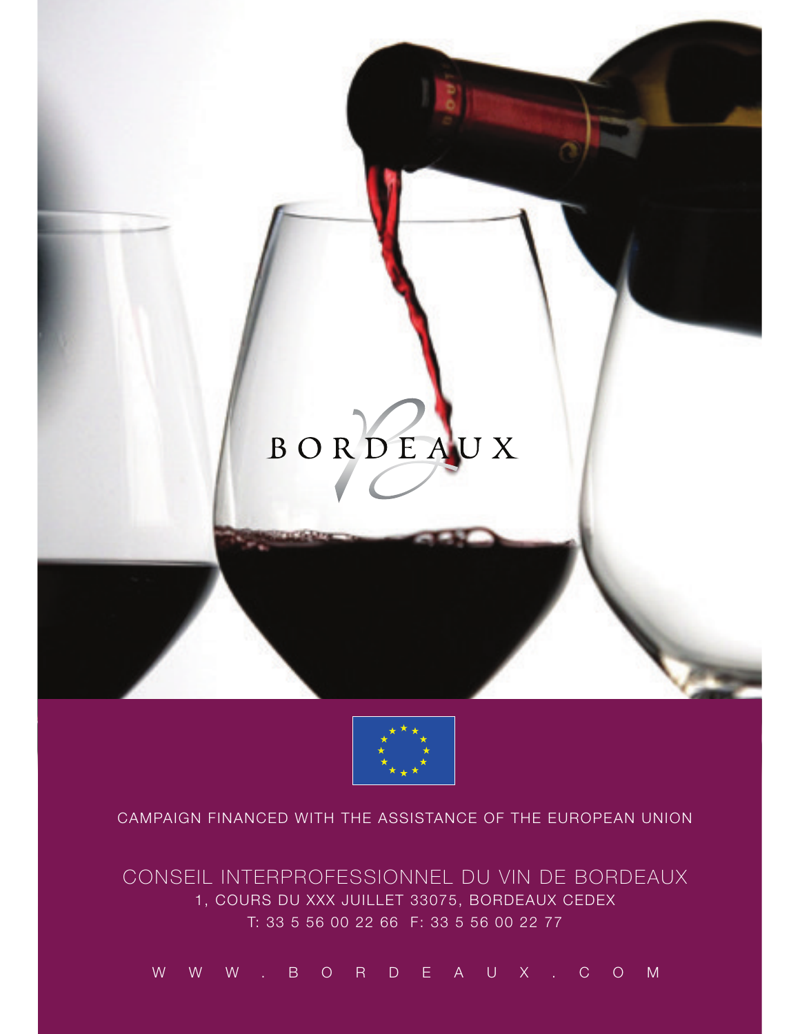BORDEAUX

CAMPAIGN FINANCED WITH THE ASSISTANCE OF THE EUROPEAN UNION

CONSEIL INTERPROFESSIONNEL DU VIN DE BORDEAUX
1, COURS DU XXX JUILLET 33075, BORDEAUX CEDEX
T: 33 5 56 00 22 66 F: 33 5 56 00 22 77

W W W . B O R D E A U X . C O M